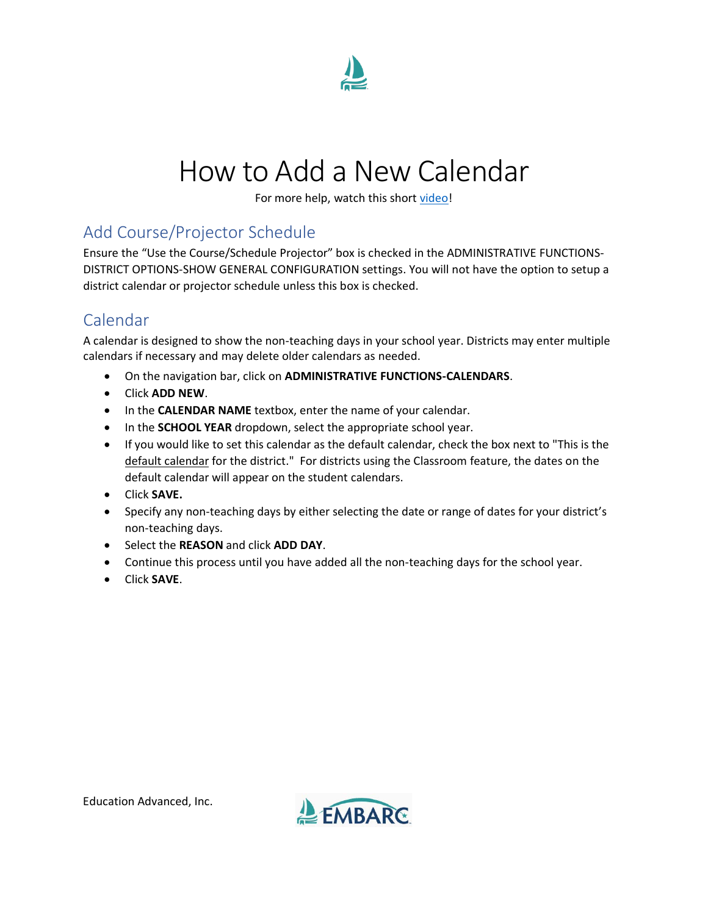# How to Add a New Calendar

For more help, watch this short video!

## Add Course/Projector Schedule

Ensure the “Use the Course/Schedule Projector” box is checked in the ADMINISTRATIVE FUNCTIONS-DISTRICT OPTIONS-SHOW GENERAL CONFIGURATION settings. You will not have the option to setup a district calendar or projector schedule unless this box is checked.

## Calendar

A calendar is designed to show the non-teaching days in your school year. Districts may enter multiple calendars if necessary and may delete older calendars as needed.

- On the navigation bar, click on **ADMINISTRATIVE FUNCTIONS-CALENDARS**.
- Click **ADD NEW**.
- In the **CALENDAR NAME** textbox, enter the name of your calendar.
- In the **SCHOOL YEAR** dropdown, select the appropriate school year.
- If you would like to set this calendar as the default calendar, check the box next to "This is the default calendar for the district." For districts using the Classroom feature, the dates on the default calendar will appear on the student calendars.
- Click **SAVE.**
- Specify any non-teaching days by either selecting the date or range of dates for your district’s non-teaching days.
- Select the **REASON** and click **ADD DAY**.
- Continue this process until you have added all the non-teaching days for the school year.
- Click **SAVE**.

Education Advanced, Inc.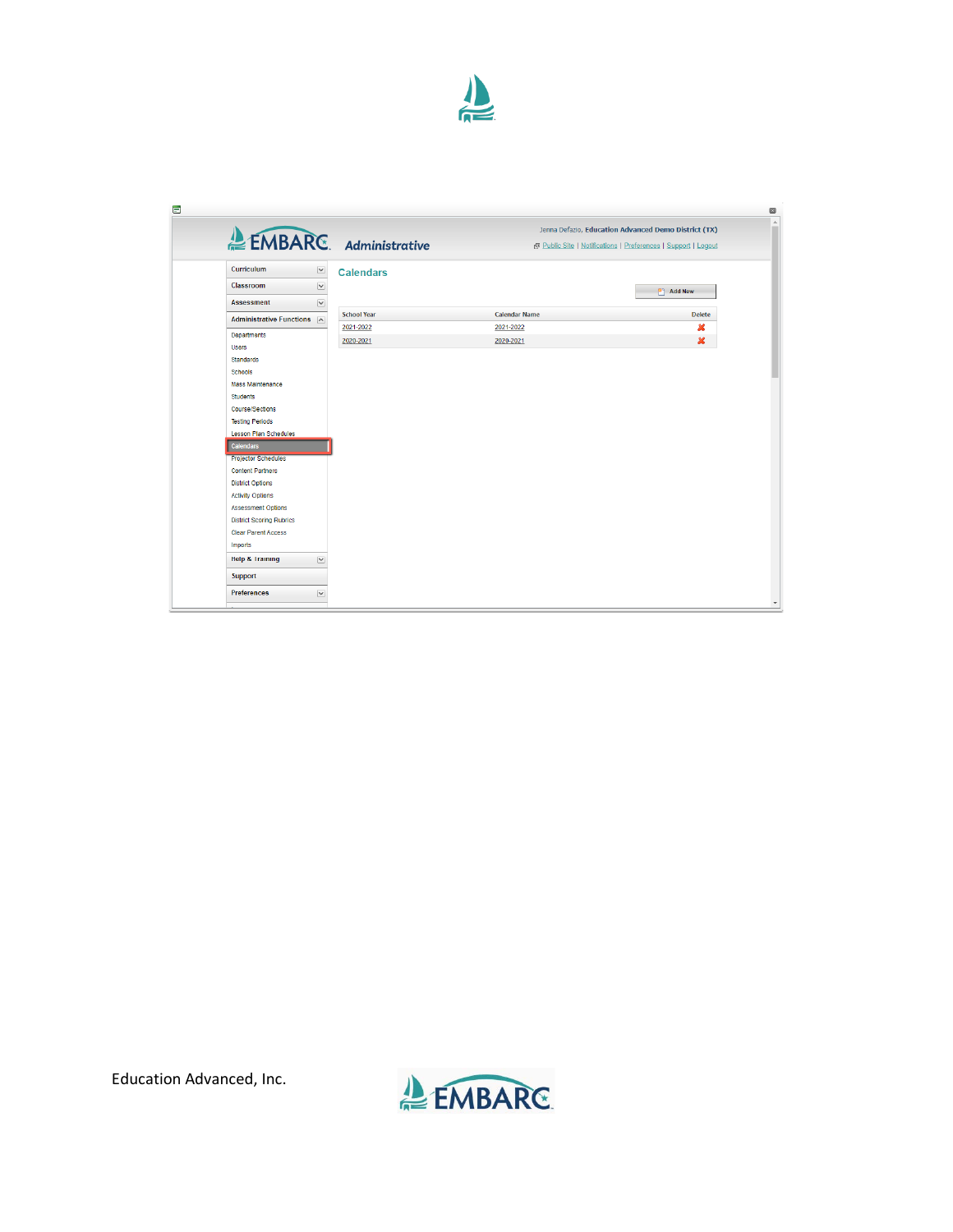Education Advanced, Inc.